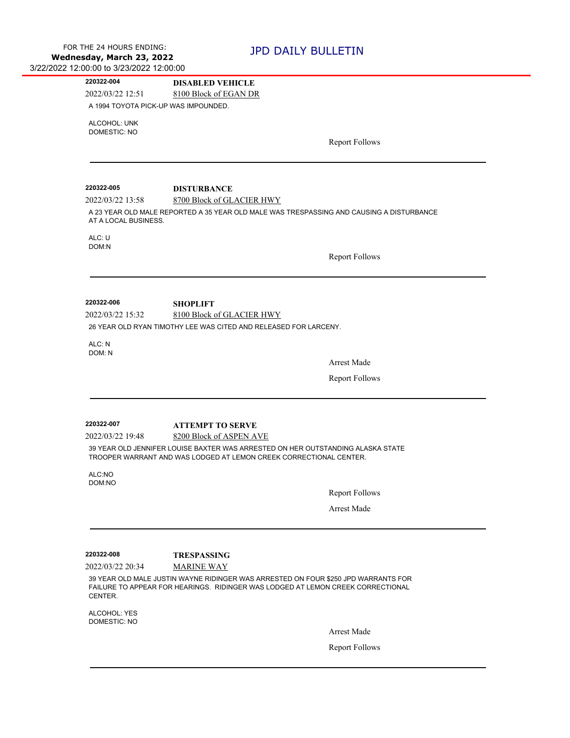FOR THE 24 HOURS ENDING:
**Wednesday, March 23, 2022**
3/22/2022 12:00:00 to 3/23/2022 12:00:00

# JPD DAILY BULLETIN

---

**220322-004** **DISABLED VEHICLE**

2022/03/22 12:51 8100 Block of EGAN DR

A 1994 TOYOTA PICK-UP WAS IMPOUNDED.

ALCOHOL: UNK
DOMESTIC: NO

Report Follows

---

**220322-005** **DISTURBANCE**

2022/03/22 13:58 8700 Block of GLACIER HWY

A 23 YEAR OLD MALE REPORTED A 35 YEAR OLD MALE WAS TRESPASSING AND CAUSING A DISTURBANCE AT A LOCAL BUSINESS.

ALC: U
DOM:N

Report Follows

---

**220322-006** **SHOPLIFT**

2022/03/22 15:32 8100 Block of GLACIER HWY

26 YEAR OLD RYAN TIMOTHY LEE WAS CITED AND RELEASED FOR LARCENY.

ALC: N
DOM: N

Arrest Made

Report Follows

---

**220322-007** **ATTEMPT TO SERVE**

2022/03/22 19:48 8200 Block of ASPEN AVE

39 YEAR OLD JENNIFER LOUISE BAXTER WAS ARRESTED ON HER OUTSTANDING ALASKA STATE TROOPER WARRANT AND WAS LODGED AT LEMON CREEK CORRECTIONAL CENTER.

ALC:NO
DOM:NO

Report Follows

Arrest Made

---

**220322-008** **TRESPASSING**

2022/03/22 20:34 MARINE WAY

39 YEAR OLD MALE JUSTIN WAYNE RIDINGER WAS ARRESTED ON FOUR $250 JPD WARRANTS FOR FAILURE TO APPEAR FOR HEARINGS. RIDINGER WAS LODGED AT LEMON CREEK CORRECTIONAL CENTER.

ALCOHOL: YES
DOMESTIC: NO

Arrest Made

Report Follows

---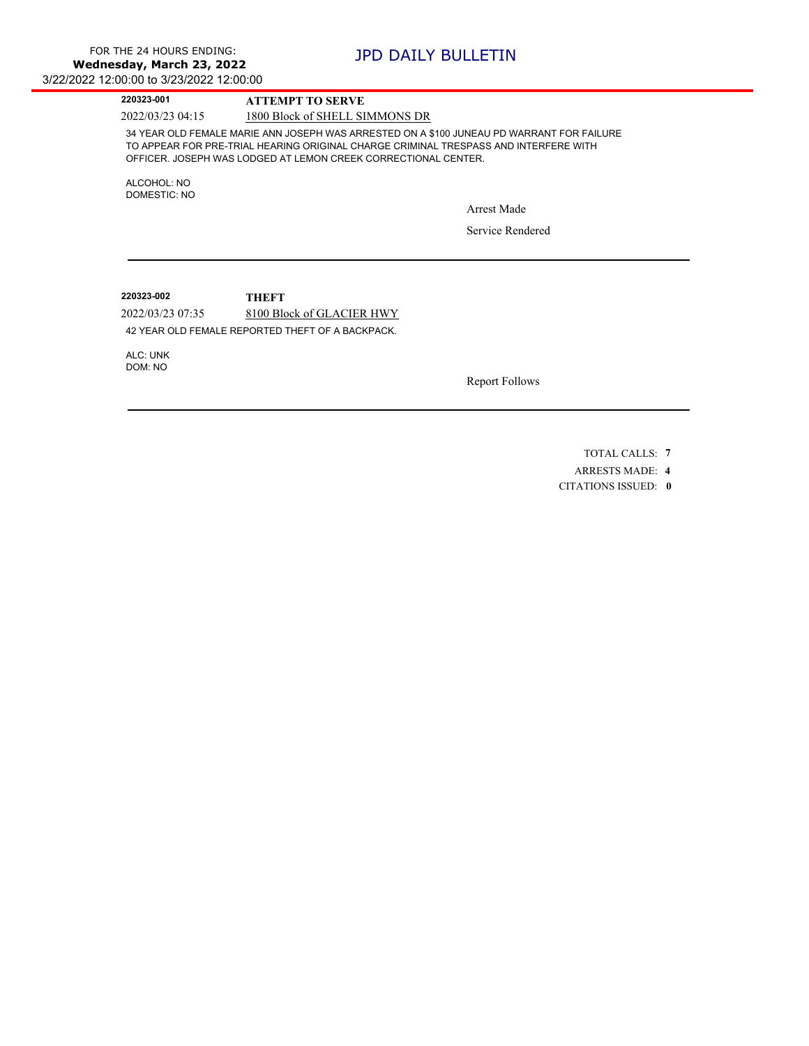FOR THE 24 HOURS ENDING:
**Wednesday, March 23, 2022**
3/22/2022 12:00:00 to 3/23/2022 12:00:00

# JPD DAILY BULLETIN

**220323-001** **ATTEMPT TO SERVE**

2022/03/23 04:15 1800 Block of SHELL SIMMONS DR

34 YEAR OLD FEMALE MARIE ANN JOSEPH WAS ARRESTED ON A $100 JUNEAU PD WARRANT FOR FAILURE TO APPEAR FOR PRE-TRIAL HEARING ORIGINAL CHARGE CRIMINAL TRESPASS AND INTERFERE WITH OFFICER. JOSEPH WAS LODGED AT LEMON CREEK CORRECTIONAL CENTER.

ALCOHOL: NO
DOMESTIC: NO

Arrest Made

Service Rendered

---

**220323-002** **THEFT**

2022/03/23 07:35 8100 Block of GLACIER HWY

42 YEAR OLD FEMALE REPORTED THEFT OF A BACKPACK.

ALC: UNK
DOM: NO

Report Follows

---

TOTAL CALLS: **7**

ARRESTS MADE: **4**

CITATIONS ISSUED: **0**